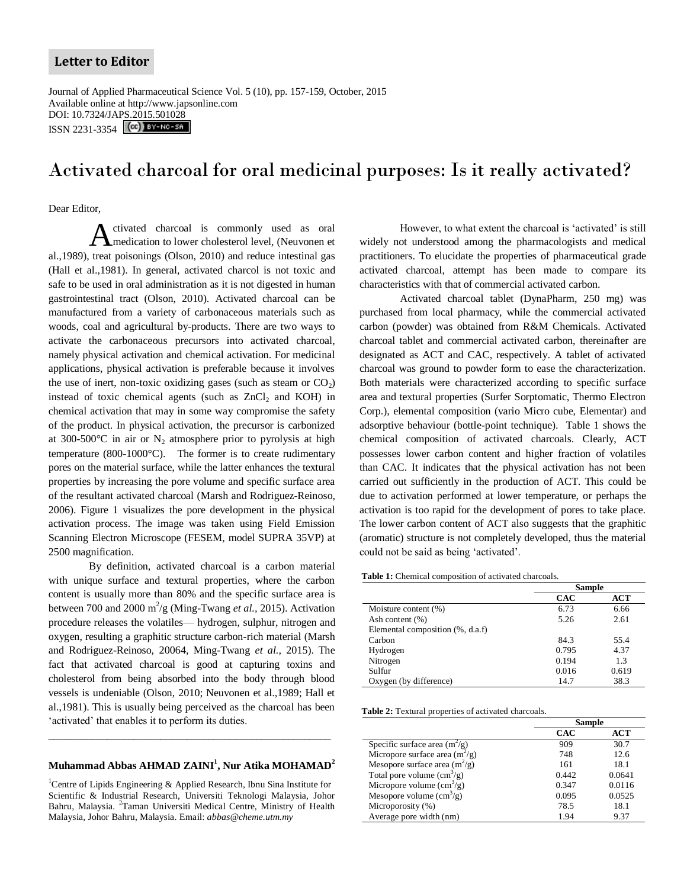**Letter to Editor**

# Activated charcoal for oral medicinal purposes: Is it really activated?

Dear Editor,

Activated charcoal is commonly used as oral medication to lower cholesterol level, (Neuvonen et al.,1989), treat poisonings (Olson, 2010) and reduce intestinal gas (Hall et al.,1981). In general, activated charcol is not toxic and safe to be used in oral administration as it is not digested in human gastrointestinal tract (Olson, 2010). Activated charcoal can be manufactured from a variety of carbonaceous materials such as woods, coal and agricultural by-products. There are two ways to activate the carbonaceous precursors into activated charcoal, namely physical activation and chemical activation. For medicinal applications, physical activation is preferable because it involves the use of inert, non-toxic oxidizing gases (such as steam or $CO_2$) instead of toxic chemical agents (such as $ZnCl_2$ and KOH) in chemical activation that may in some way compromise the safety of the product. In physical activation, the precursor is carbonized at 300-500°C in air or $N_2$ atmosphere prior to pyrolysis at high temperature (800-1000°C). The former is to create rudimentary pores on the material surface, while the latter enhances the textural properties by increasing the pore volume and specific surface area of the resultant activated charcoal (Marsh and Rodriguez-Reinoso, 2006). Figure 1 visualizes the pore development in the physical activation process. The image was taken using Field Emission Scanning Electron Microscope (FESEM, model SUPRA 35VP) at 2500 magnification.

By definition, activated charcoal is a carbon material with unique surface and textural properties, where the carbon content is usually more than 80% and the specific surface area is between 700 and 2000 $m^2/g$ (Ming-Twang *et al.,* 2015). Activation procedure releases the volatiles— hydrogen, sulphur, nitrogen and oxygen, resulting a graphitic structure carbon-rich material (Marsh and Rodriguez-Reinoso, 20064, Ming-Twang *et al.,* 2015). The fact that activated charcoal is good at capturing toxins and cholesterol from being absorbed into the body through blood vessels is undeniable (Olson, 2010; Neuvonen et al.,1989; Hall et al.,1981). This is usually being perceived as the charcoal has been 'activated' that enables it to perform its duties.

**Muhammad Abbas AHMAD ZAINI[1], Nur Atika MOHAMAD[2]**

[1]Centre of Lipids Engineering & Applied Research, Ibnu Sina Institute for Scientific & Industrial Research, Universiti Teknologi Malaysia, Johor Bahru, Malaysia. [2]Taman Universiti Medical Centre, Ministry of Health Malaysia, Johor Bahru, Malaysia. Email: *abbas@cheme.utm.my*

However, to what extent the charcoal is 'activated' is still widely not understood among the pharmacologists and medical practitioners. To elucidate the properties of pharmaceutical grade activated charcoal, attempt has been made to compare its characteristics with that of commercial activated carbon.

Activated charcoal tablet (DynaPharm, 250 mg) was purchased from local pharmacy, while the commercial activated carbon (powder) was obtained from R&M Chemicals. Activated charcoal tablet and commercial activated carbon, thereinafter are designated as ACT and CAC, respectively. A tablet of activated charcoal was ground to powder form to ease the characterization. Both materials were characterized according to specific surface area and textural properties (Surfer Sorptomatic, Thermo Electron Corp.), elemental composition (vario Micro cube, Elementar) and adsorptive behaviour (bottle-point technique). Table 1 shows the chemical composition of activated charcoals. Clearly, ACT possesses lower carbon content and higher fraction of volatiles than CAC. It indicates that the physical activation has not been carried out sufficiently in the production of ACT. This could be due to activation performed at lower temperature, or perhaps the activation is too rapid for the development of pores to take place. The lower carbon content of ACT also suggests that the graphitic (aromatic) structure is not completely developed, thus the material could not be said as being 'activated'.

**Table 1:** Chemical composition of activated charcoals.

| | Sample | |
|---|---|---|
| | **CAC** | **ACT** |
| Moisture content (%) | 6.73 | 6.66 |
| Ash content (%) | 5.26 | 2.61 |
| Elemental composition (%, d.a.f) | | |
| Carbon | 84.3 | 55.4 |
| Hydrogen | 0.795 | 4.37 |
| Nitrogen | 0.194 | 1.3 |
| Sulfur | 0.016 | 0.619 |
| Oxygen (by difference) | 14.7 | 38.3 |

**Table 2:** Textural properties of activated charcoals.

| | Sample | |
|---|---|---|
| | **CAC** | **ACT** |
| Specific surface area ($m^2/g$) | 909 | 30.7 |
| Micropore surface area ($m^2/g$) | 748 | 12.6 |
| Mesopore surface area ($m^2/g$) | 161 | 18.1 |
| Total pore volume ($cm^3/g$) | 0.442 | 0.0641 |
| Micropore volume ($cm^3/g$) | 0.347 | 0.0116 |
| Mesopore volume ($cm^3/g$) | 0.095 | 0.0525 |
| Microporosity (%) | 78.5 | 18.1 |
| Average pore width (nm) | 1.94 | 9.37 |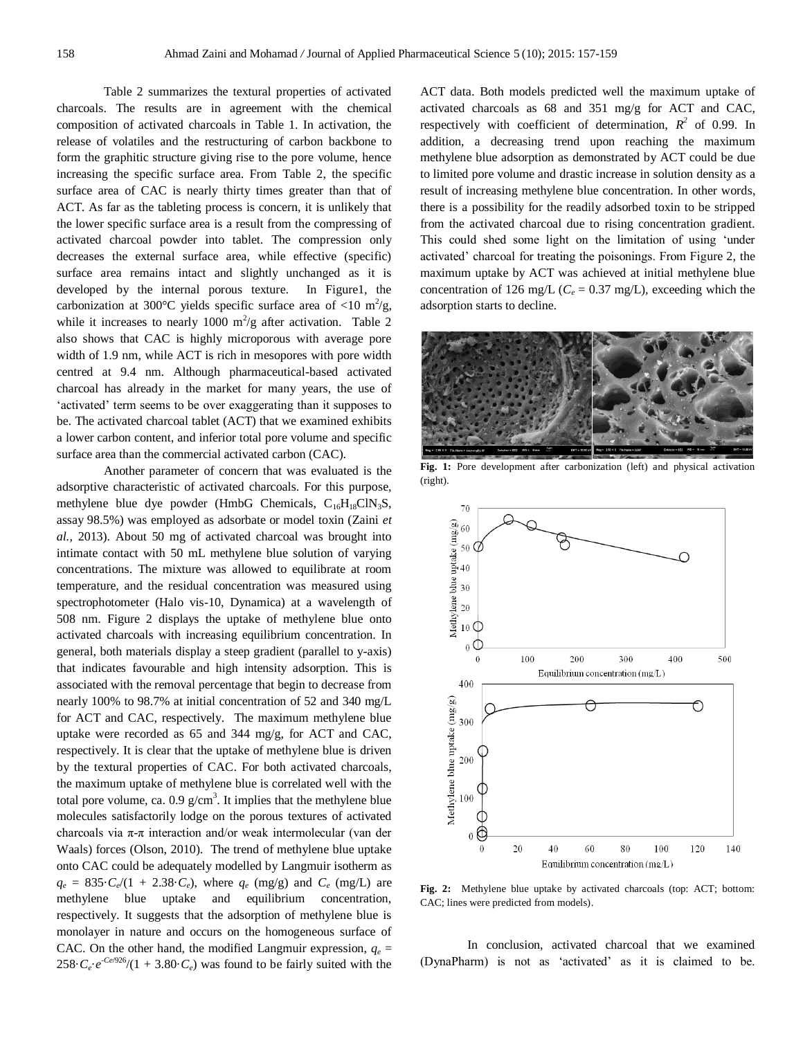Table 2 summarizes the textural properties of activated charcoals. The results are in agreement with the chemical composition of activated charcoals in Table 1. In activation, the release of volatiles and the restructuring of carbon backbone to form the graphitic structure giving rise to the pore volume, hence increasing the specific surface area. From Table 2, the specific surface area of CAC is nearly thirty times greater than that of ACT. As far as the tableting process is concern, it is unlikely that the lower specific surface area is a result from the compressing of activated charcoal powder into tablet. The compression only decreases the external surface area, while effective (specific) surface area remains intact and slightly unchanged as it is developed by the internal porous texture. In Figure1, the carbonization at 300°C yields specific surface area of <10 $m^2/g$, while it increases to nearly 1000 $m^2/g$ after activation. Table 2 also shows that CAC is highly microporous with average pore width of 1.9 nm, while ACT is rich in mesopores with pore width centred at 9.4 nm. Although pharmaceutical-based activated charcoal has already in the market for many years, the use of 'activated' term seems to be over exaggerating than it supposes to be. The activated charcoal tablet (ACT) that we examined exhibits a lower carbon content, and inferior total pore volume and specific surface area than the commercial activated carbon (CAC).

Another parameter of concern that was evaluated is the adsorptive characteristic of activated charcoals. For this purpose, methylene blue dye powder (HmbG Chemicals, $C_{16}H_{18}ClN_3S$, assay 98.5%) was employed as adsorbate or model toxin (Zaini *et al.,* 2013). About 50 mg of activated charcoal was brought into intimate contact with 50 mL methylene blue solution of varying concentrations. The mixture was allowed to equilibrate at room temperature, and the residual concentration was measured using spectrophotometer (Halo vis-10, Dynamica) at a wavelength of 508 nm. Figure 2 displays the uptake of methylene blue onto activated charcoals with increasing equilibrium concentration. In general, both materials display a steep gradient (parallel to y-axis) that indicates favourable and high intensity adsorption. This is associated with the removal percentage that begin to decrease from nearly 100% to 98.7% at initial concentration of 52 and 340 mg/L for ACT and CAC, respectively. The maximum methylene blue uptake were recorded as 65 and 344 mg/g, for ACT and CAC, respectively. It is clear that the uptake of methylene blue is driven by the textural properties of CAC. For both activated charcoals, the maximum uptake of methylene blue is correlated well with the total pore volume, ca. 0.9 $g/cm^3$. It implies that the methylene blue molecules satisfactorily lodge on the porous textures of activated charcoals via π-π interaction and/or weak intermolecular (van der Waals) forces (Olson, 2010). The trend of methylene blue uptake onto CAC could be adequately modelled by Langmuir isotherm as $q_e = 835 \cdot C_e/(1 + 2.38 \cdot C_e)$, where $q_e$ (mg/g) and $C_e$ (mg/L) are methylene blue uptake and equilibrium concentration, respectively. It suggests that the adsorption of methylene blue is monolayer in nature and occurs on the homogeneous surface of CAC. On the other hand, the modified Langmuir expression, $q_e = 258 \cdot C_e \cdot e^{-C_e/926}/(1 + 3.80 \cdot C_e)$ was found to be fairly suited with the ACT data. Both models predicted well the maximum uptake of activated charcoals as 68 and 351 mg/g for ACT and CAC, respectively with coefficient of determination, $R^2$ of 0.99. In addition, a decreasing trend upon reaching the maximum methylene blue adsorption as demonstrated by ACT could be due to limited pore volume and drastic increase in solution density as a result of increasing methylene blue concentration. In other words, there is a possibility for the readily adsorbed toxin to be stripped from the activated charcoal due to rising concentration gradient. This could shed some light on the limitation of using 'under activated' charcoal for treating the poisonings. From Figure 2, the maximum uptake by ACT was achieved at initial methylene blue concentration of 126 mg/L ($C_e$ = 0.37 mg/L), exceeding which the adsorption starts to decline.

**Fig. 1:** Pore development after carbonization (left) and physical activation (right).

**Fig. 2:** Methylene blue uptake by activated charcoals (top: ACT; bottom: CAC; lines were predicted from models).

In conclusion, activated charcoal that we examined (DynaPharm) is not as 'activated' as it is claimed to be.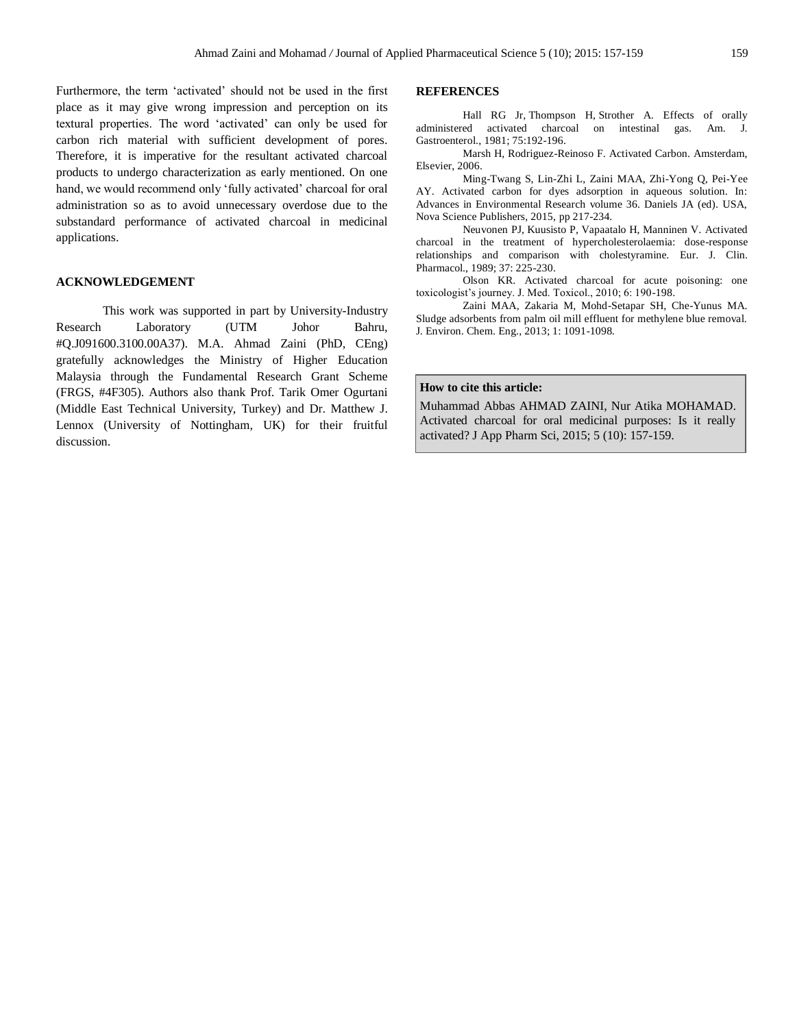Furthermore, the term 'activated' should not be used in the first place as it may give wrong impression and perception on its textural properties. The word 'activated' can only be used for carbon rich material with sufficient development of pores. Therefore, it is imperative for the resultant activated charcoal products to undergo characterization as early mentioned. On one hand, we would recommend only 'fully activated' charcoal for oral administration so as to avoid unnecessary overdose due to the substandard performance of activated charcoal in medicinal applications.

## ACKNOWLEDGEMENT

This work was supported in part by University-Industry Research Laboratory (UTM Johor Bahru, #Q.J091600.3100.00A37). M.A. Ahmad Zaini (PhD, CEng) gratefully acknowledges the Ministry of Higher Education Malaysia through the Fundamental Research Grant Scheme (FRGS, #4F305). Authors also thank Prof. Tarik Omer Ogurtani (Middle East Technical University, Turkey) and Dr. Matthew J. Lennox (University of Nottingham, UK) for their fruitful discussion.

## REFERENCES

Hall RG Jr, Thompson H, Strother A. Effects of orally administered activated charcoal on intestinal gas. Am. J. Gastroenterol., 1981; 75:192-196.

Marsh H, Rodriguez-Reinoso F. Activated Carbon. Amsterdam, Elsevier, 2006.

Ming-Twang S, Lin-Zhi L, Zaini MAA, Zhi-Yong Q, Pei-Yee AY. Activated carbon for dyes adsorption in aqueous solution. In: Advances in Environmental Research volume 36. Daniels JA (ed). USA, Nova Science Publishers, 2015, pp 217-234.

Neuvonen PJ, Kuusisto P, Vapaatalo H, Manninen V. Activated charcoal in the treatment of hypercholesterolaemia: dose-response relationships and comparison with cholestyramine. Eur. J. Clin. Pharmacol., 1989; 37: 225-230.

Olson KR. Activated charcoal for acute poisoning: one toxicologist's journey. J. Med. Toxicol., 2010; 6: 190-198.

Zaini MAA, Zakaria M, Mohd-Setapar SH, Che-Yunus MA. Sludge adsorbents from palm oil mill effluent for methylene blue removal. J. Environ. Chem. Eng., 2013; 1: 1091-1098.

**How to cite this article:**

Muhammad Abbas AHMAD ZAINI, Nur Atika MOHAMAD. Activated charcoal for oral medicinal purposes: Is it really activated? J App Pharm Sci, 2015; 5 (10): 157-159.